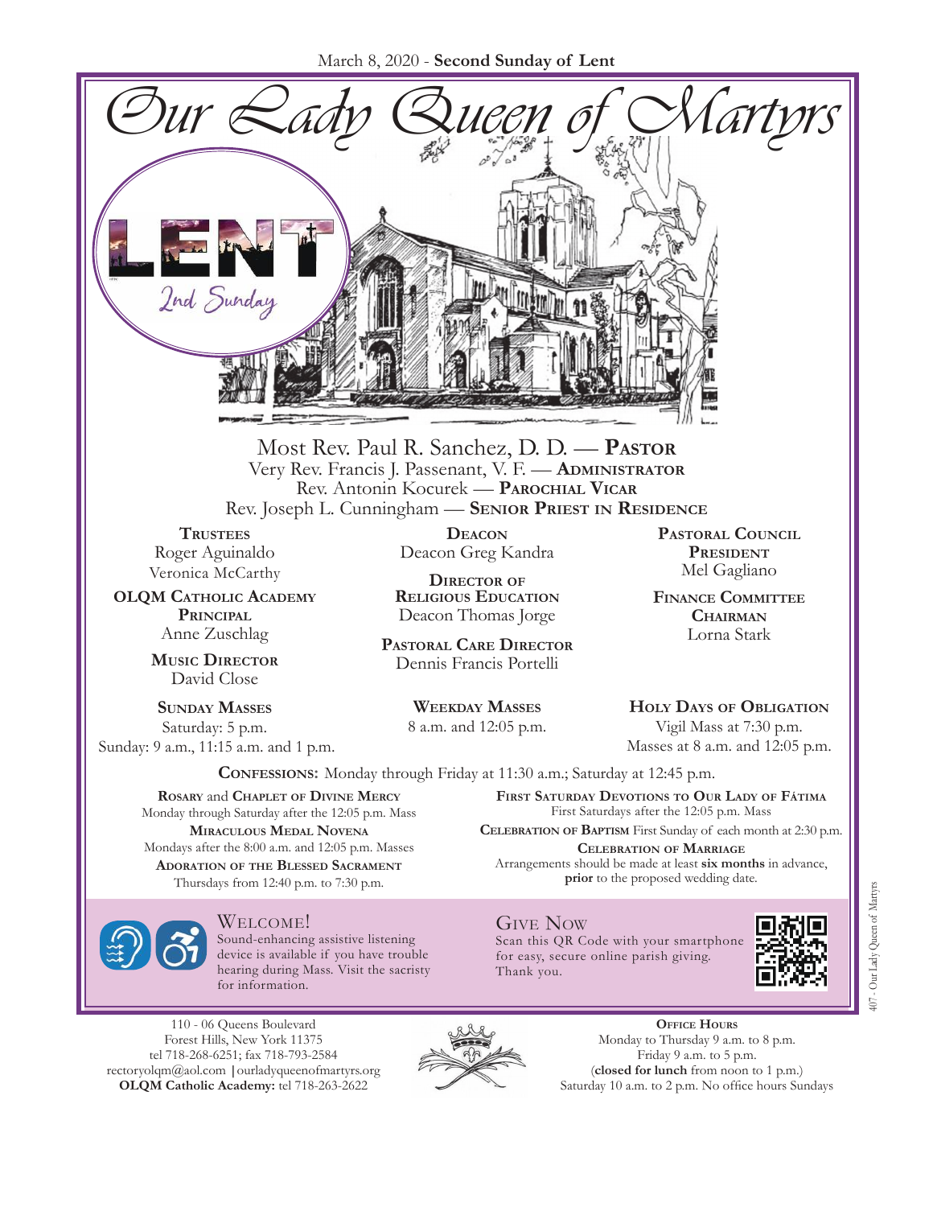March 8, 2020 - **Second Sunday of Lent**

# Our Lady Queen of Martyrs

LENT
2nd Sunday

Most Rev. Paul R. Sanchez, D. D. — **Pastor**
Very Rev. Francis J. Passenant, V. F. — **Administrator**
Rev. Antonin Kocurek — **Parochial Vicar**
Rev. Joseph L. Cunningham — **Senior Priest in Residence**

**Trustees**
Roger Aguinaldo
Veronica McCarthy

**OLQM Catholic Academy Principal**
Anne Zuschlag

**Music Director**
David Close

**Deacon**
Deacon Greg Kandra

**Director of Religious Education**
Deacon Thomas Jorge

**Pastoral Care Director**
Dennis Francis Portelli

**Pastoral Council President**
Mel Gagliano

**Finance Committee Chairman**
Lorna Stark

**Sunday Masses**
Saturday: 5 p.m.
Sunday: 9 a.m., 11:15 a.m. and 1 p.m.

**Weekday Masses**
8 a.m. and 12:05 p.m.

**Holy Days of Obligation**
Vigil Mass at 7:30 p.m.
Masses at 8 a.m. and 12:05 p.m.

**Confessions:** Monday through Friday at 11:30 a.m.; Saturday at 12:45 p.m.

**Rosary** and **Chaplet of Divine Mercy**
Monday through Saturday after the 12:05 p.m. Mass

**Miraculous Medal Novena**
Mondays after the 8:00 a.m. and 12:05 p.m. Masses

**Adoration of the Blessed Sacrament**
Thursdays from 12:40 p.m. to 7:30 p.m.

**First Saturday Devotions to Our Lady of Fátima**
First Saturdays after the 12:05 p.m. Mass

**Celebration of Baptism** First Sunday of each month at 2:30 p.m.

**Celebration of Marriage**
Arrangements should be made at least **six months** in advance, **prior** to the proposed wedding date.

## Welcome!

Sound-enhancing assistive listening device is available if you have trouble hearing during Mass. Visit the sacristy for information.

## Give Now

Scan this QR Code with your smartphone for easy, secure online parish giving. Thank you.

110 - 06 Queens Boulevard
Forest Hills, New York 11375
tel 718-268-6251; fax 718-793-2584
rectoryolqm@aol.com | ourladyqueenofmartyrs.org
**OLQM Catholic Academy:** tel 718-263-2622

**Office Hours**
Monday to Thursday 9 a.m. to 8 p.m.
Friday 9 a.m. to 5 p.m.
(**closed for lunch** from noon to 1 p.m.)
Saturday 10 a.m. to 2 p.m. No office hours Sundays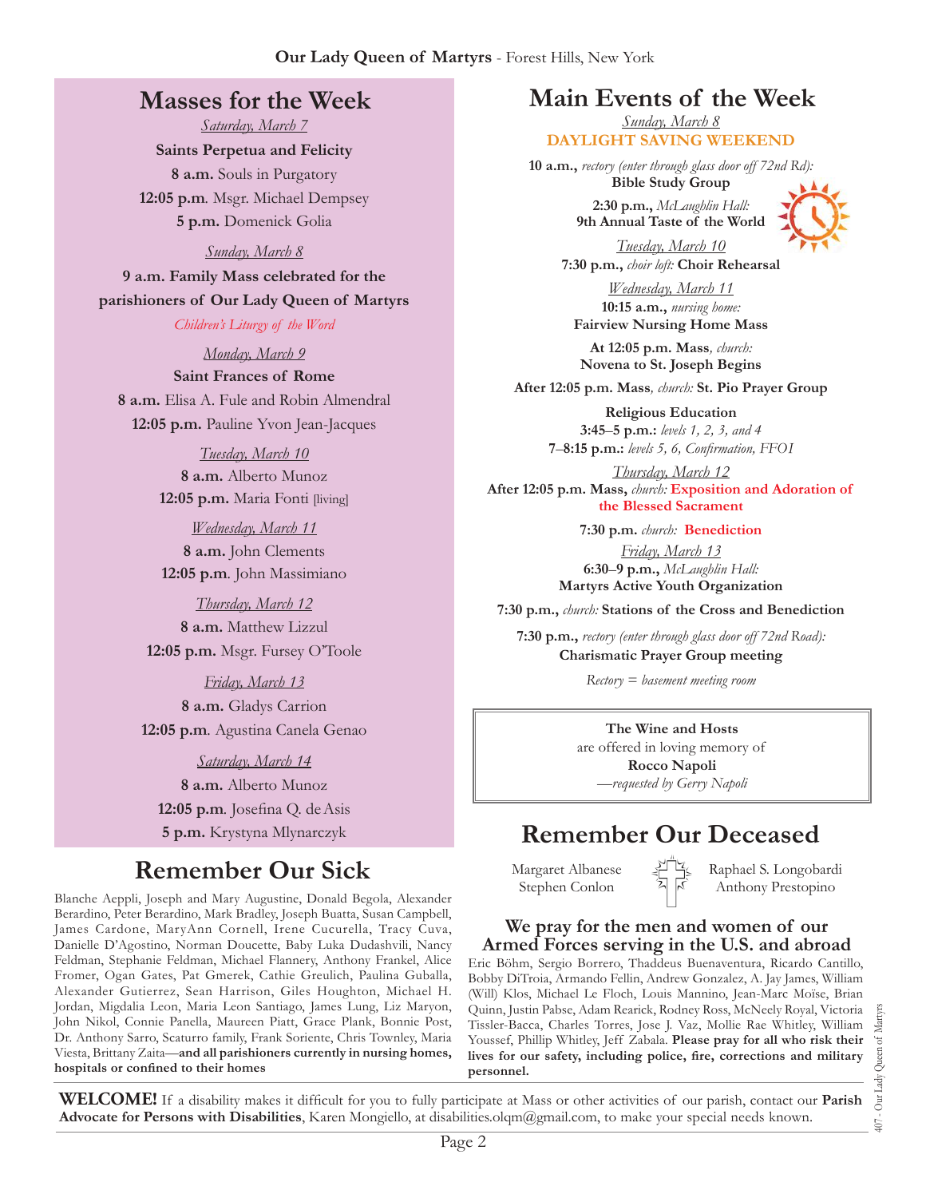## Masses for the Week

*Saturday, March 7*

**Saints Perpetua and Felicity**

**8 a.m.** Souls in Purgatory

**12:05 p.m**. Msgr. Michael Dempsey

**5 p.m.** Domenick Golia

*Sunday, March 8*

**9 a.m. Family Mass celebrated for the parishioners of Our Lady Queen of Martyrs**

*Children's Liturgy of the Word*

*Monday, March 9*

**Saint Frances of Rome**

**8 a.m.** Elisa A. Fule and Robin Almendral

**12:05 p.m.** Pauline Yvon Jean-Jacques

*Tuesday, March 10*

**8 a.m.** Alberto Munoz

**12:05 p.m.** Maria Fonti [living]

*Wednesday, March 11*

**8 a.m.** John Clements

**12:05 p.m**. John Massimiano

*Thursday, March 12*

**8 a.m.** Matthew Lizzul

**12:05 p.m.** Msgr. Fursey O'Toole

*Friday, March 13*

**8 a.m.** Gladys Carrion

**12:05 p.m**. Agustina Canela Genao

*Saturday, March 14*

**8 a.m.** Alberto Munoz

**12:05 p.m**. Josefina Q. de Asis

**5 p.m.** Krystyna Mlynarczyk

## Remember Our Sick

Blanche Aeppli, Joseph and Mary Augustine, Donald Begola, Alexander Berardino, Peter Berardino, Mark Bradley, Joseph Buatta, Susan Campbell, James Cardone, MaryAnn Cornell, Irene Cucurella, Tracy Cuva, Danielle D'Agostino, Norman Doucette, Baby Luka Dudashvili, Nancy Feldman, Stephanie Feldman, Michael Flannery, Anthony Frankel, Alice Fromer, Ogan Gates, Pat Gmerek, Cathie Greulich, Paulina Guballa, Alexander Gutierrez, Sean Harrison, Giles Houghton, Michael H. Jordan, Migdalia Leon, Maria Leon Santiago, James Lung, Liz Maryon, John Nikol, Connie Panella, Maureen Piatt, Grace Plank, Bonnie Post, Dr. Anthony Sarro, Scaturro family, Frank Soriente, Chris Townley, Maria Viesta, Brittany Zaita—**and all parishioners currently in nursing homes, hospitals or confined to their homes**

## Main Events of the Week

*Sunday, March 8*

**DAYLIGHT SAVING WEEKEND**

**10 a.m.,** *rectory (enter through glass door off 72nd Rd):* **Bible Study Group**

**2:30 p.m.,** *McLaughlin Hall:* **9th Annual Taste of the World**

*Tuesday, March 10*

**7:30 p.m.,** *choir loft:* **Choir Rehearsal**

*Wednesday, March 11*

**10:15 a.m.,** *nursing home:* **Fairview Nursing Home Mass**

**At 12:05 p.m. Mass***, church:* **Novena to St. Joseph Begins**

**After 12:05 p.m. Mass***, church:* **St. Pio Prayer Group**

**Religious Education**

**3:45–5 p.m.:** *levels 1, 2, 3, and 4*

**7–8:15 p.m.:** *levels 5, 6, Confirmation, FFOI*

*Thursday, March 12*

**After 12:05 p.m. Mass,** *church:* **Exposition and Adoration of the Blessed Sacrament**

**7:30 p.m.** *church:* **Benediction**

*Friday, March 13*

**6:30–9 p.m.,** *McLaughlin Hall:* **Martyrs Active Youth Organization**

**7:30 p.m.,** *church:* **Stations of the Cross and Benediction**

**7:30 p.m.,** *rectory (enter through glass door off 72nd Road):* **Charismatic Prayer Group meeting**

*Rectory = basement meeting room*

---

**The Wine and Hosts**
are offered in loving memory of
**Rocco Napoli**
*—requested by Gerry Napoli*

---

## Remember Our Deceased

Margaret Albanese
Stephen Conlon
Raphael S. Longobardi
Anthony Prestopino

### We pray for the men and women of our Armed Forces serving in the U.S. and abroad

Eric Böhm, Sergio Borrero, Thaddeus Buenaventura, Ricardo Cantillo, Bobby DiTroia, Armando Fellin, Andrew Gonzalez, A. Jay James, William (Will) Klos, Michael Le Floch, Louis Mannino, Jean-Marc Moïse, Brian Quinn, Justin Pabse, Adam Rearick, Rodney Ross, McNeely Royal, Victoria Tissler-Bacca, Charles Torres, Jose J. Vaz, Mollie Rae Whitley, William Youssef, Phillip Whitley, Jeff Zabala. **Please pray for all who risk their lives for our safety, including police, fire, corrections and military personnel.**

**WELCOME!** If a disability makes it difficult for you to fully participate at Mass or other activities of our parish, contact our **Parish Advocate for Persons with Disabilities**, Karen Mongiello, at disabilities.olqm@gmail.com, to make your special needs known.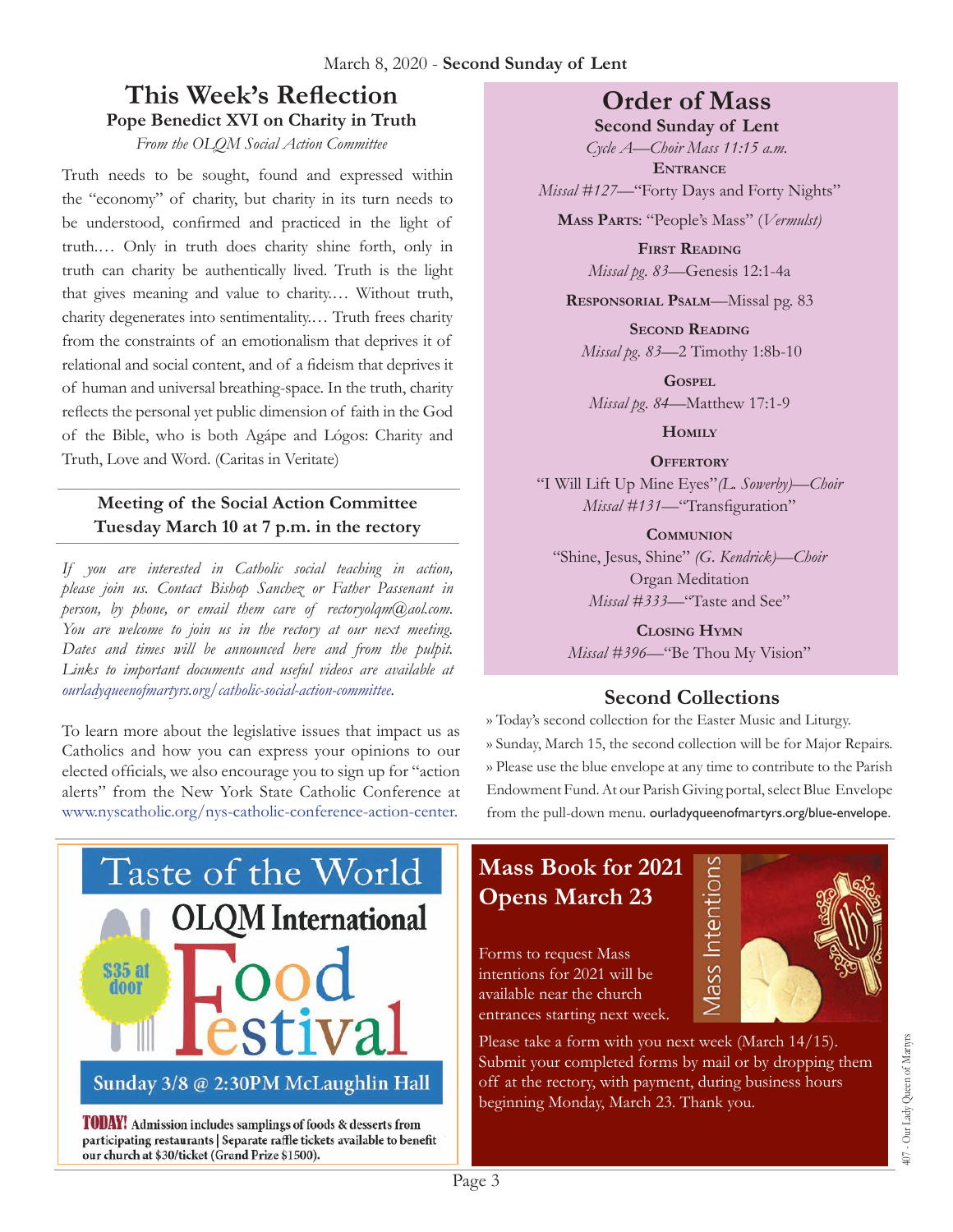March 8, 2020 - **Second Sunday of Lent**

# This Week's Reflection

### Pope Benedict XVI on Charity in Truth

*From the OLQM Social Action Committee*

Truth needs to be sought, found and expressed within the "economy" of charity, but charity in its turn needs to be understood, confirmed and practiced in the light of truth.… Only in truth does charity shine forth, only in truth can charity be authentically lived. Truth is the light that gives meaning and value to charity.… Without truth, charity degenerates into sentimentality.… Truth frees charity from the constraints of an emotionalism that deprives it of relational and social content, and of a fideism that deprives it of human and universal breathing-space. In the truth, charity reflects the personal yet public dimension of faith in the God of the Bible, who is both Agápe and Lógos: Charity and Truth, Love and Word. (Caritas in Veritate)

### Meeting of the Social Action Committee Tuesday March 10 at 7 p.m. in the rectory

*If you are interested in Catholic social teaching in action, please join us. Contact Bishop Sanchez or Father Passenant in person, by phone, or email them care of rectoryolqm@aol.com. You are welcome to join us in the rectory at our next meeting. Dates and times will be announced here and from the pulpit. Links to important documents and useful videos are available at ourladyqueenofmartyrs.org/catholic-social-action-committee.*

To learn more about the legislative issues that impact us as Catholics and how you can express your opinions to our elected officials, we also encourage you to sign up for "action alerts" from the New York State Catholic Conference at www.nyscatholic.org/nys-catholic-conference-action-center.

# Order of Mass

**Second Sunday of Lent**

*Cycle A—Choir Mass 11:15 a.m.*

**Entrance**
*Missal #127*—"Forty Days and Forty Nights"

**Mass Parts**: "People's Mass" (*Vermulst)*

**First Reading**
*Missal pg. 83*—Genesis 12:1-4a

**Responsorial Psalm**—Missal pg. 83

**Second Reading**
*Missal pg. 83*—2 Timothy 1:8b-10

**Gospel**
*Missal pg. 84*—Matthew 17:1-9

**Homily**

**Offertory**
"I Will Lift Up Mine Eyes" *(L. Sowerby)—Choir*
*Missal #131*—"Transfiguration"

**Communion**
"Shine, Jesus, Shine" *(G. Kendrick)—Choir*
Organ Meditation
*Missal #333*—"Taste and See"

**Closing Hymn**
*Missal #396*—"Be Thou My Vision"

## Second Collections

» Today's second collection for the Easter Music and Liturgy.

» Sunday, March 15, the second collection will be for Major Repairs.

» Please use the blue envelope at any time to contribute to the Parish Endowment Fund. At our Parish Giving portal, select Blue Envelope from the pull-down menu. ourladyqueenofmartyrs.org/blue-envelope.

## Taste of the World

**OLQM International Food Festival**

$35 at door

Sunday 3/8 @ 2:30PM McLaughlin Hall

**TODAY!** Admission includes samplings of foods & desserts from participating restaurants | Separate raffle tickets available to benefit our church at $30/ticket (Grand Prize $1500).

## Mass Book for 2021 Opens March 23

Mass Intentions

Forms to request Mass intentions for 2021 will be available near the church entrances starting next week.

Please take a form with you next week (March 14/15). Submit your completed forms by mail or by dropping them off at the rectory, with payment, during business hours beginning Monday, March 23. Thank you.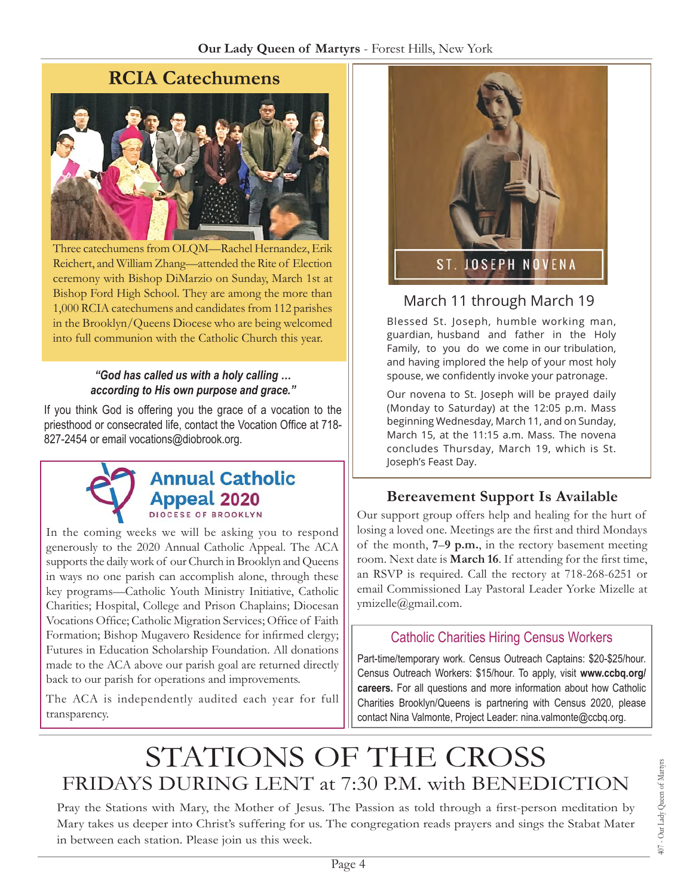## RCIA Catechumens

Three catechumens from OLQM—Rachel Hernandez, Erik Reichert, and William Zhang—attended the Rite of Election ceremony with Bishop DiMarzio on Sunday, March 1st at Bishop Ford High School. They are among the more than 1,000 RCIA catechumens and candidates from 112 parishes in the Brooklyn/Queens Diocese who are being welcomed into full communion with the Catholic Church this year.

***"God has called us with a holy calling … according to His own purpose and grace."***

If you think God is offering you the grace of a vocation to the priesthood or consecrated life, contact the Vocation Office at 718-827-2454 or email vocations@diobrook.org.

## Annual Catholic Appeal 2020

DIOCESE OF BROOKLYN

In the coming weeks we will be asking you to respond generously to the 2020 Annual Catholic Appeal. The ACA supports the daily work of our Church in Brooklyn and Queens in ways no one parish can accomplish alone, through these key programs—Catholic Youth Ministry Initiative, Catholic Charities; Hospital, College and Prison Chaplains; Diocesan Vocations Office; Catholic Migration Services; Office of Faith Formation; Bishop Mugavero Residence for infirmed clergy; Futures in Education Scholarship Foundation. All donations made to the ACA above our parish goal are returned directly back to our parish for operations and improvements.

The ACA is independently audited each year for full transparency.

## ST. JOSEPH NOVENA

### March 11 through March 19

Blessed St. Joseph, humble working man, guardian, husband and father in the Holy Family, to you do we come in our tribulation, and having implored the help of your most holy spouse, we confidently invoke your patronage.

Our novena to St. Joseph will be prayed daily (Monday to Saturday) at the 12:05 p.m. Mass beginning Wednesday, March 11, and on Sunday, March 15, at the 11:15 a.m. Mass. The novena concludes Thursday, March 19, which is St. Joseph's Feast Day.

## Bereavement Support Is Available

Our support group offers help and healing for the hurt of losing a loved one. Meetings are the first and third Mondays of the month, **7–9 p.m.**, in the rectory basement meeting room. Next date is **March 16**. If attending for the first time, an RSVP is required. Call the rectory at 718-268-6251 or email Commissioned Lay Pastoral Leader Yorke Mizelle at ymizelle@gmail.com.

## Catholic Charities Hiring Census Workers

Part-time/temporary work. Census Outreach Captains: $20-$25/hour. Census Outreach Workers: $15/hour. To apply, visit **www.ccbq.org/careers.** For all questions and more information about how Catholic Charities Brooklyn/Queens is partnering with Census 2020, please contact Nina Valmonte, Project Leader: nina.valmonte@ccbq.org.

# STATIONS OF THE CROSS

## FRIDAYS DURING LENT at 7:30 P.M. with BENEDICTION

Pray the Stations with Mary, the Mother of Jesus. The Passion as told through a first-person meditation by Mary takes us deeper into Christ's suffering for us. The congregation reads prayers and sings the Stabat Mater in between each station. Please join us this week.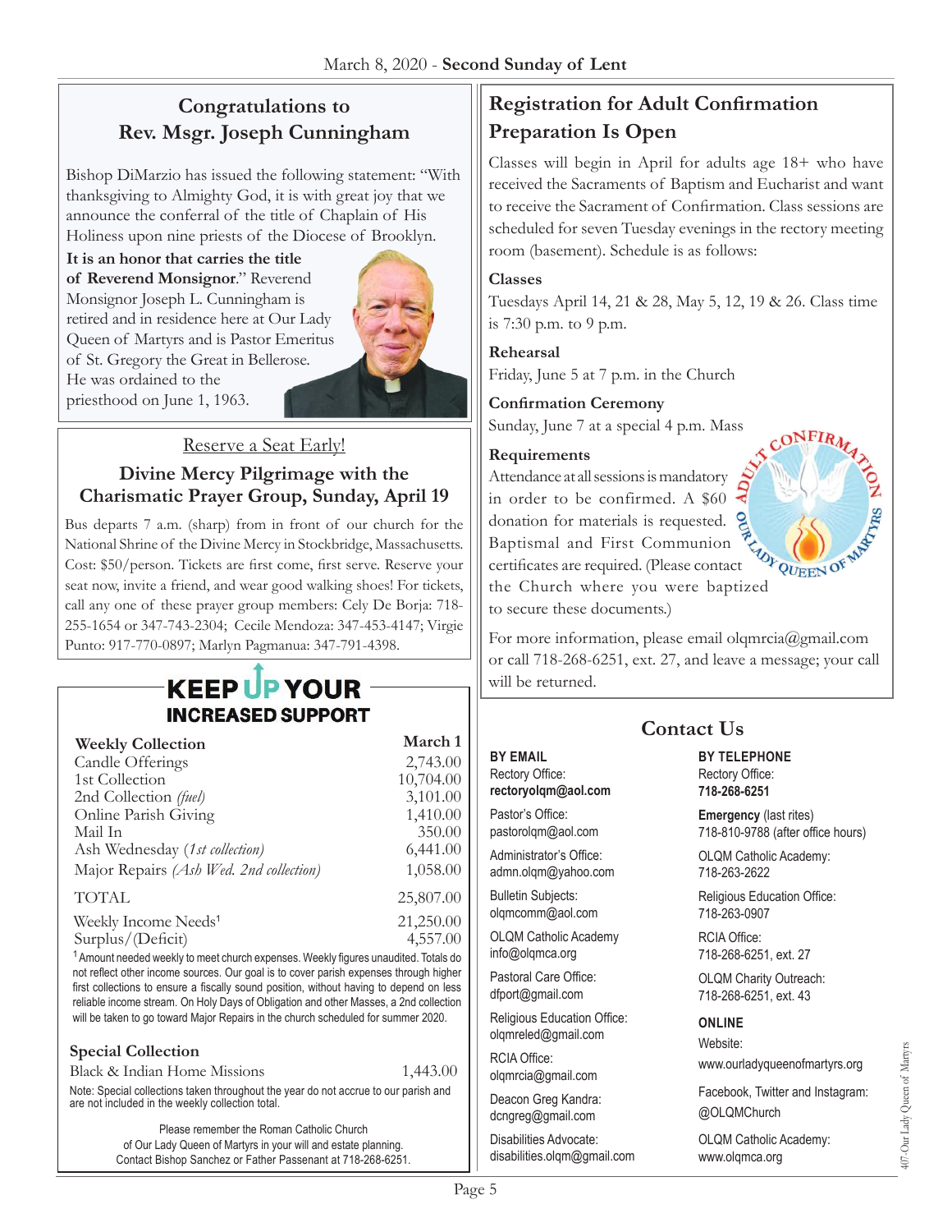## Congratulations to Rev. Msgr. Joseph Cunningham

Bishop DiMarzio has issued the following statement: "With thanksgiving to Almighty God, it is with great joy that we announce the conferral of the title of Chaplain of His Holiness upon nine priests of the Diocese of Brooklyn. **It is an honor that carries the title of Reverend Monsignor**." Reverend Monsignor Joseph L. Cunningham is retired and in residence here at Our Lady Queen of Martyrs and is Pastor Emeritus of St. Gregory the Great in Bellerose. He was ordained to the priesthood on June 1, 1963.

Reserve a Seat Early!

### Divine Mercy Pilgrimage with the Charismatic Prayer Group, Sunday, April 19

Bus departs 7 a.m. (sharp) from in front of our church for the National Shrine of the Divine Mercy in Stockbridge, Massachusetts. Cost: $50/person. Tickets are first come, first serve. Reserve your seat now, invite a friend, and wear good walking shoes! For tickets, call any one of these prayer group members: Cely De Borja: 718-255-1654 or 347-743-2304; Cecile Mendoza: 347-453-4147; Virgie Punto: 917-770-0897; Marlyn Pagmanua: 347-791-4398.

## KEEP UP YOUR INCREASED SUPPORT

| Weekly Collection | March 1 |
|---|---|
| Candle Offerings | 2,743.00 |
| 1st Collection | 10,704.00 |
| 2nd Collection *(fuel)* | 3,101.00 |
| Online Parish Giving | 1,410.00 |
| Mail In | 350.00 |
| Ash Wednesday (*1st collection*) | 6,441.00 |
| Major Repairs *(Ash Wed. 2nd collection)* | 1,058.00 |
| TOTAL | 25,807.00 |
| Weekly Income Needs[1] | 21,250.00 |
| Surplus/(Deficit) | 4,557.00 |

[1] Amount needed weekly to meet church expenses. Weekly figures unaudited. Totals do not reflect other income sources. Our goal is to cover parish expenses through higher first collections to ensure a fiscally sound position, without having to depend on less reliable income stream. On Holy Days of Obligation and other Masses, a 2nd collection will be taken to go toward Major Repairs in the church scheduled for summer 2020.

**Special Collection**

| | |
|---|---|
| Black & Indian Home Missions | 1,443.00 |

Note: Special collections taken throughout the year do not accrue to our parish and are not included in the weekly collection total.

Please remember the Roman Catholic Church of Our Lady Queen of Martyrs in your will and estate planning. Contact Bishop Sanchez or Father Passenant at 718-268-6251.

## Registration for Adult Confirmation Preparation Is Open

Classes will begin in April for adults age 18+ who have received the Sacraments of Baptism and Eucharist and want to receive the Sacrament of Confirmation. Class sessions are scheduled for seven Tuesday evenings in the rectory meeting room (basement). Schedule is as follows:

**Classes**
Tuesdays April 14, 21 & 28, May 5, 12, 19 & 26. Class time is 7:30 p.m. to 9 p.m.

**Rehearsal**
Friday, June 5 at 7 p.m. in the Church

**Confirmation Ceremony**
Sunday, June 7 at a special 4 p.m. Mass

**Requirements**
Attendance at all sessions is mandatory in order to be confirmed. A $60 donation for materials is requested. Baptismal and First Communion certificates are required. (Please contact the Church where you were baptized to secure these documents.)

For more information, please email olqmrcia@gmail.com or call 718-268-6251, ext. 27, and leave a message; your call will be returned.

## Contact Us

**BY EMAIL**

Rectory Office:
**rectoryolqm@aol.com**

Pastor's Office:
pastorolqm@aol.com

Administrator's Office:
admn.olqm@yahoo.com

Bulletin Subjects:
olqmcomm@aol.com

OLQM Catholic Academy
info@olqmca.org

Pastoral Care Office:
dfport@gmail.com

Religious Education Office:
olqmreled@gmail.com

RCIA Office:
olqmrcia@gmail.com

Deacon Greg Kandra:
dcngreg@gmail.com

Disabilities Advocate:
disabilities.olqm@gmail.com

**BY TELEPHONE**

Rectory Office:
**718-268-6251**

**Emergency** (last rites)
718-810-9788 (after office hours)

OLQM Catholic Academy:
718-263-2622

Religious Education Office:
718-263-0907

RCIA Office:
718-268-6251, ext. 27

OLQM Charity Outreach:
718-268-6251, ext. 43

**ONLINE**

Website:
www.ourladyqueenofmartyrs.org

Facebook, Twitter and Instagram:
@OLQMChurch

OLQM Catholic Academy:
www.olqmca.org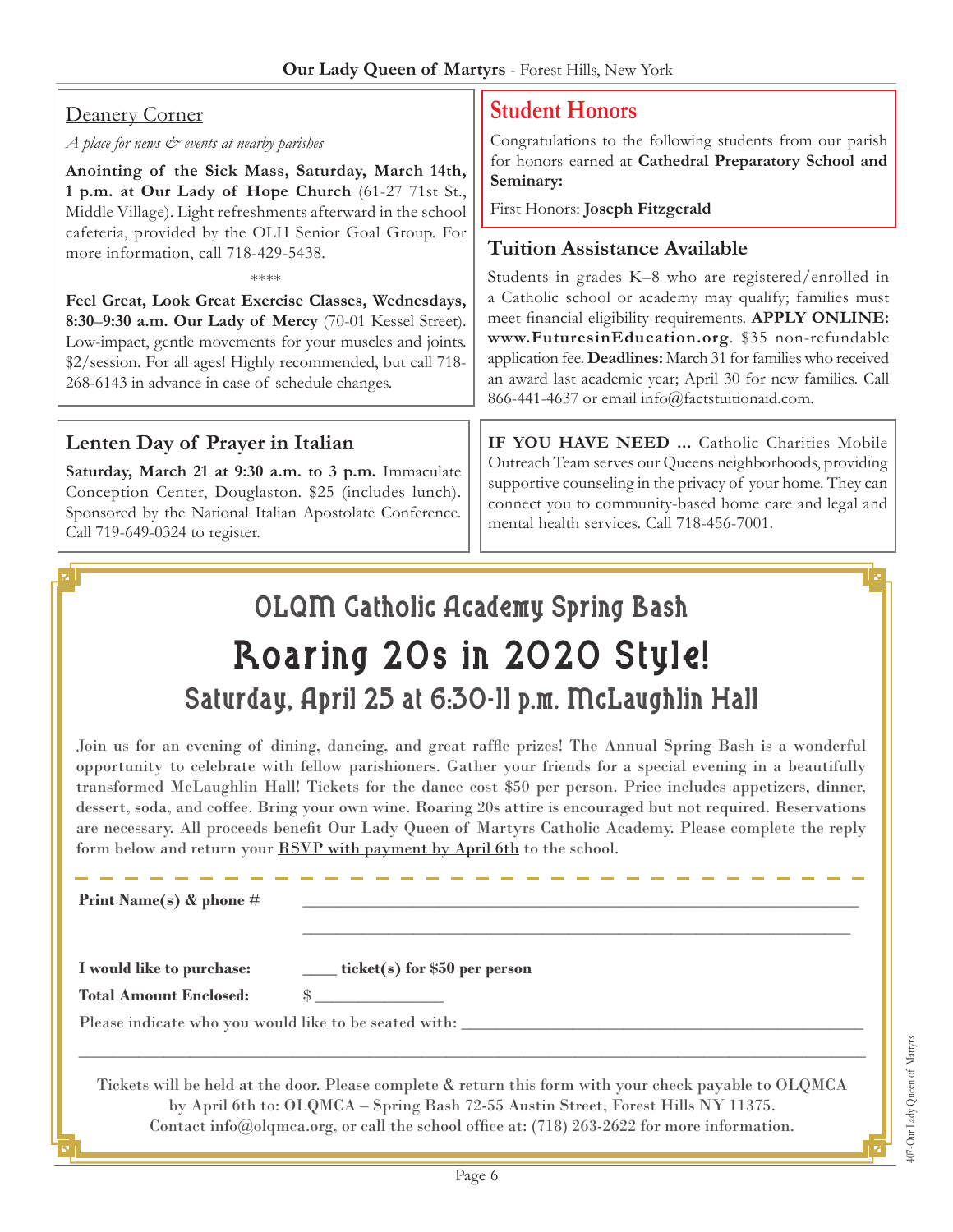## Deanery Corner

*A place for news & events at nearby parishes*

**Anointing of the Sick Mass, Saturday, March 14th, 1 p.m. at Our Lady of Hope Church** (61-27 71st St., Middle Village). Light refreshments afterward in the school cafeteria, provided by the OLH Senior Goal Group. For more information, call 718-429-5438.

****

**Feel Great, Look Great Exercise Classes, Wednesdays, 8:30–9:30 a.m. Our Lady of Mercy** (70-01 Kessel Street). Low-impact, gentle movements for your muscles and joints. $2/session. For all ages! Highly recommended, but call 718-268-6143 in advance in case of schedule changes.

## Lenten Day of Prayer in Italian

**Saturday, March 21 at 9:30 a.m. to 3 p.m.** Immaculate Conception Center, Douglaston. $25 (includes lunch). Sponsored by the National Italian Apostolate Conference. Call 719-649-0324 to register.

## Student Honors

Congratulations to the following students from our parish for honors earned at **Cathedral Preparatory School and Seminary:**

First Honors: **Joseph Fitzgerald**

## Tuition Assistance Available

Students in grades K–8 who are registered/enrolled in a Catholic school or academy may qualify; families must meet financial eligibility requirements. **APPLY ONLINE: www.FuturesinEducation.org**. $35 non-refundable application fee. **Deadlines:** March 31 for families who received an award last academic year; April 30 for new families. Call 866-441-4637 or email info@factstuitionaid.com.

**IF YOU HAVE NEED ...** Catholic Charities Mobile Outreach Team serves our Queens neighborhoods, providing supportive counseling in the privacy of your home. They can connect you to community-based home care and legal and mental health services. Call 718-456-7001.

## OLQM Catholic Academy Spring Bash

# Roaring 20s in 2020 Style!

### Saturday, April 25 at 6:30-11 p.m. McLaughlin Hall

**Join us for an evening of dining, dancing, and great raffle prizes! The Annual Spring Bash is a wonderful opportunity to celebrate with fellow parishioners. Gather your friends for a special evening in a beautifully transformed McLaughlin Hall! Tickets for the dance cost $50 per person. Price includes appetizers, dinner, dessert, soda, and coffee. Bring your own wine. Roaring 20s attire is encouraged but not required. Reservations are necessary. All proceeds benefit Our Lady Queen of Martyrs Catholic Academy. Please complete the reply form below and return your RSVP with payment by April 6th to the school.**

**Print Name(s) & phone #** ______________________________________________

______________________________________________

**I would like to purchase:** ____ **ticket(s) for $50 per person**

**Total Amount Enclosed:** $ _______________

Please indicate who you would like to be seated with: ______________________________________________

______________________________________________

Tickets will be held at the door. Please complete & return this form with your check payable to OLQMCA by April 6th to: OLQMCA – Spring Bash 72-55 Austin Street, Forest Hills NY 11375.
Contact info@olqmca.org, or call the school office at: (718) 263-2622 for more information.